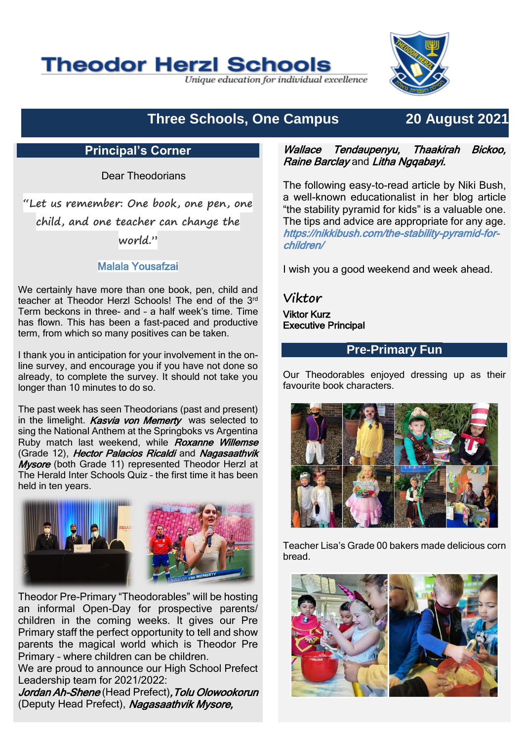# Theodor Herzl Schools

*Unique education for individual excellence*

## Three Schools, One Campus — 20 August 2021

## Principal's Corner

Dear Theodorians

"Let us remember: One book, one pen, one child, and one teacher can change the world."

Malala Yousafzai

We certainly have more than one book, pen, child and teacher at Theodor Herzl Schools! The end of the 3rd Term beckons in three- and – a half week's time. Time has flown. This has been a fast-paced and productive term, from which so many positives can be taken.

I thank you in anticipation for your involvement in the on-line survey, and encourage you if you have not done so already, to complete the survey. It should not take you longer than 10 minutes to do so.

The past week has seen Theodorians (past and present) in the limelight. ***Kasvia von Memerty*** was selected to sing the National Anthem at the Springboks vs Argentina Ruby match last weekend, while ***Roxanne Willemse*** (Grade 12), ***Hector Palacios Ricaldi*** and ***Nagasaathvik Mysore*** (both Grade 11) represented Theodor Herzl at The Herald Inter Schools Quiz – the first time it has been held in ten years.

Theodor Pre-Primary "Theodorables" will be hosting an informal Open-Day for prospective parents/ children in the coming weeks. It gives our Pre Primary staff the perfect opportunity to tell and show parents the magical world which is Theodor Pre Primary – where children can be children.

We are proud to announce our High School Prefect Leadership team for 2021/2022:

***Jordan Ah-Shene*** (Head Prefect), ***Tolu Olowookorun*** (Deputy Head Prefect), ***Nagasaathvik Mysore, Wallace Tendaupenyu, Thaakirah Bickoo, Raine Barclay*** and ***Litha Ngqabayi.***

The following easy-to-read article by Niki Bush, a well-known educationalist in her blog article "the stability pyramid for kids" is a valuable one. The tips and advice are appropriate for any age. *https://nikkibush.com/the-stability-pyramid-for-children/*

I wish you a good weekend and week ahead.

*Viktor*

**Viktor Kurz**
**Executive Principal**

## Pre-Primary Fun

Our Theodorables enjoyed dressing up as their favourite book characters.

Teacher Lisa's Grade 00 bakers made delicious corn bread.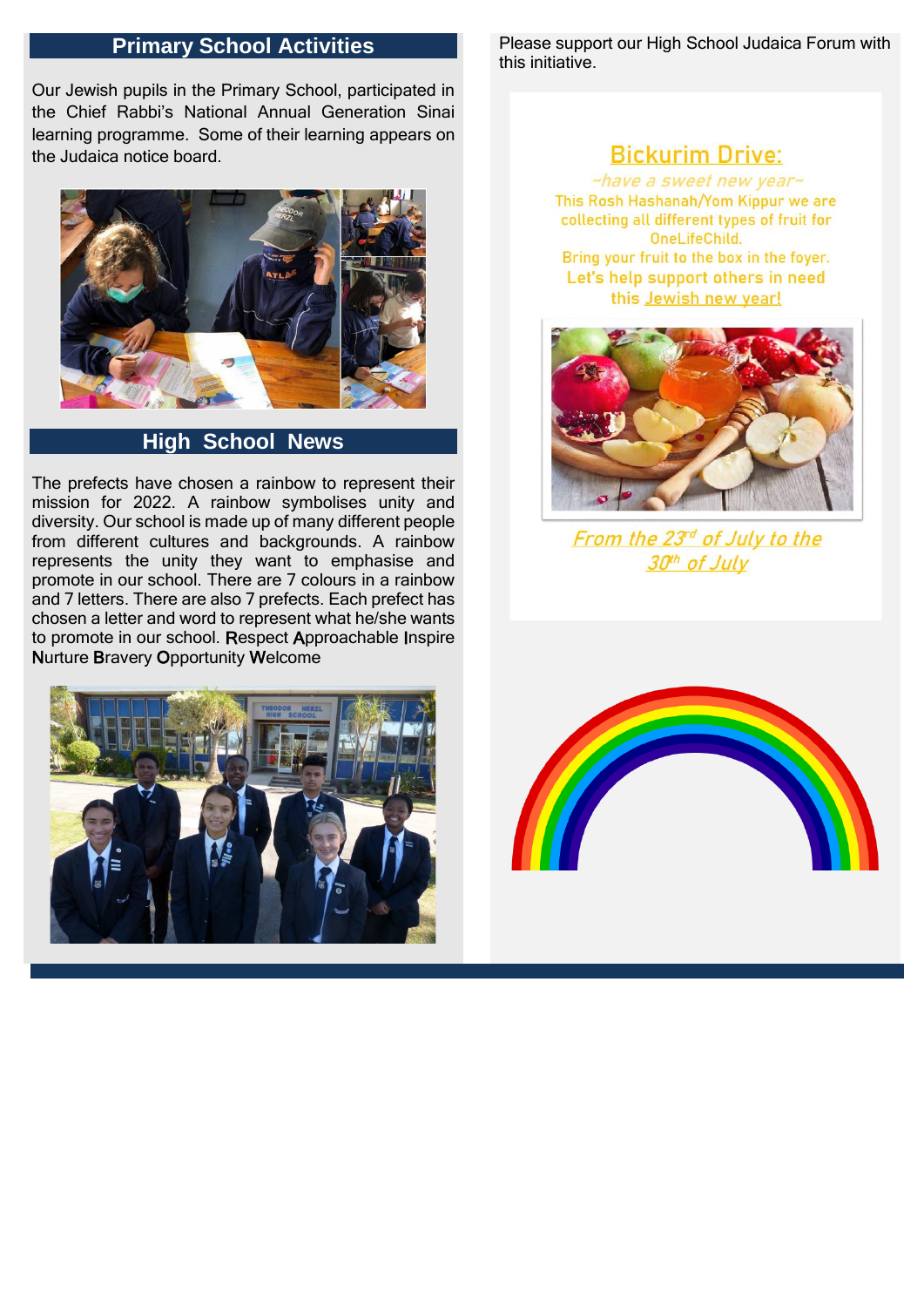## Primary School Activities

Our Jewish pupils in the Primary School, participated in the Chief Rabbi's National Annual Generation Sinai learning programme. Some of their learning appears on the Judaica notice board.

## High School News

The prefects have chosen a rainbow to represent their mission for 2022. A rainbow symbolises unity and diversity. Our school is made up of many different people from different cultures and backgrounds. A rainbow represents the unity they want to emphasise and promote in our school. There are 7 colours in a rainbow and 7 letters. There are also 7 prefects. Each prefect has chosen a letter and word to represent what he/she wants to promote in our school. **R**espect **A**pproachable **I**nspire **N**urture **B**ravery **O**pportunity **W**elcome

Please support our High School Judaica Forum with this initiative.

### Bickurim Drive:

*~have a sweet new year~*

This Rosh Hashanah/Yom Kippur we are collecting all different types of fruit for OneLifeChild.

Bring your fruit to the box in the foyer.

Let's help support others in need this Jewish new year!

*From the 23rd of July to the 30th of July*